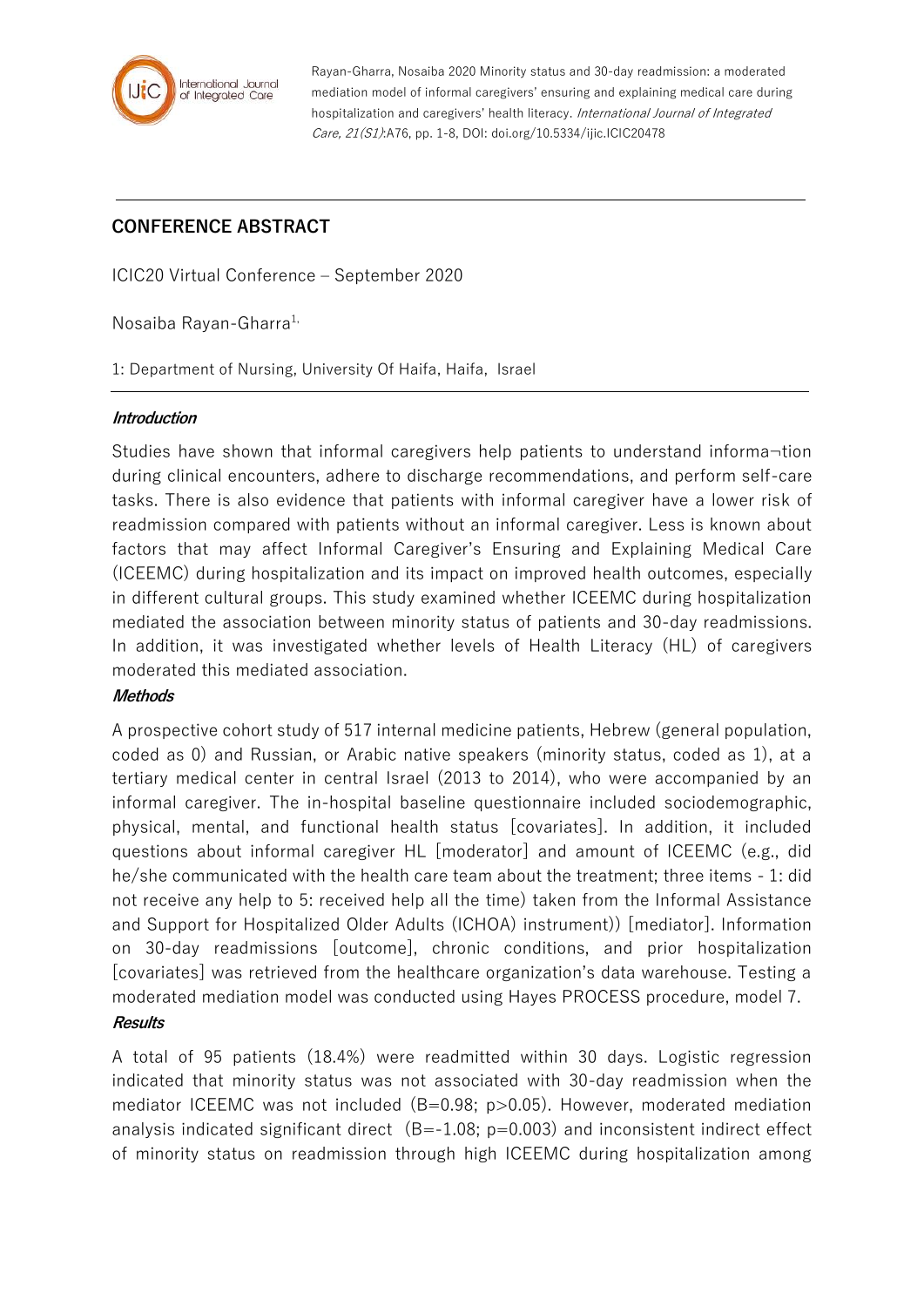Rayan-Gharra, Nosaiba 2020 Minority status and 30-day readmission: a moderated mediation model of informal caregivers' ensuring and explaining medical care during hospitalization and caregivers' health literacy. *International Journal of Integrated Care, 21(S1)*:A76, pp. 1-8, DOI: doi.org/10.5334/ijic.ICIC20478

## CONFERENCE ABSTRACT

ICIC20 Virtual Conference – September 2020

Nosaiba Rayan-Gharra[1,]

1: Department of Nursing, University Of Haifa, Haifa, Israel

### *Introduction*

Studies have shown that informal caregivers help patients to understand informa¬tion during clinical encounters, adhere to discharge recommendations, and perform self-care tasks. There is also evidence that patients with informal caregiver have a lower risk of readmission compared with patients without an informal caregiver. Less is known about factors that may affect Informal Caregiver's Ensuring and Explaining Medical Care (ICEEMC) during hospitalization and its impact on improved health outcomes, especially in different cultural groups. This study examined whether ICEEMC during hospitalization mediated the association between minority status of patients and 30-day readmissions. In addition, it was investigated whether levels of Health Literacy (HL) of caregivers moderated this mediated association.

### *Methods*

A prospective cohort study of 517 internal medicine patients, Hebrew (general population, coded as 0) and Russian, or Arabic native speakers (minority status, coded as 1), at a tertiary medical center in central Israel (2013 to 2014), who were accompanied by an informal caregiver. The in-hospital baseline questionnaire included sociodemographic, physical, mental, and functional health status [covariates]. In addition, it included questions about informal caregiver HL [moderator] and amount of ICEEMC (e.g., did he/she communicated with the health care team about the treatment; three items - 1: did not receive any help to 5: received help all the time) taken from the Informal Assistance and Support for Hospitalized Older Adults (ICHOA) instrument)) [mediator]. Information on 30-day readmissions [outcome], chronic conditions, and prior hospitalization [covariates] was retrieved from the healthcare organization's data warehouse. Testing a moderated mediation model was conducted using Hayes PROCESS procedure, model 7.

### *Results*

A total of 95 patients (18.4%) were readmitted within 30 days. Logistic regression indicated that minority status was not associated with 30-day readmission when the mediator ICEEMC was not included ($B=0.98$; $p>0.05$). However, moderated mediation analysis indicated significant direct ($B=-1.08$; $p=0.003$) and inconsistent indirect effect of minority status on readmission through high ICEEMC during hospitalization among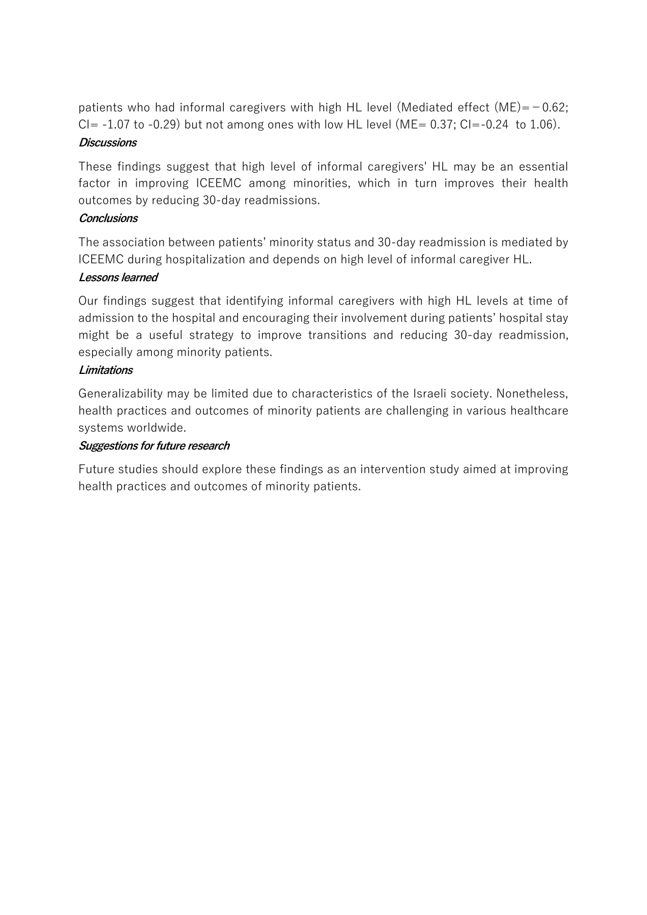patients who had informal caregivers with high HL level (Mediated effect (ME)= − 0.62; CI= -1.07 to -0.29) but not among ones with low HL level (ME= 0.37; CI=-0.24 to 1.06).

### *Discussions*

These findings suggest that high level of informal caregivers' HL may be an essential factor in improving ICEEMC among minorities, which in turn improves their health outcomes by reducing 30-day readmissions.

### *Conclusions*

The association between patients' minority status and 30-day readmission is mediated by ICEEMC during hospitalization and depends on high level of informal caregiver HL.

### *Lessons learned*

Our findings suggest that identifying informal caregivers with high HL levels at time of admission to the hospital and encouraging their involvement during patients' hospital stay might be a useful strategy to improve transitions and reducing 30-day readmission, especially among minority patients.

### *Limitations*

Generalizability may be limited due to characteristics of the Israeli society. Nonetheless, health practices and outcomes of minority patients are challenging in various healthcare systems worldwide.

### *Suggestions for future research*

Future studies should explore these findings as an intervention study aimed at improving health practices and outcomes of minority patients.